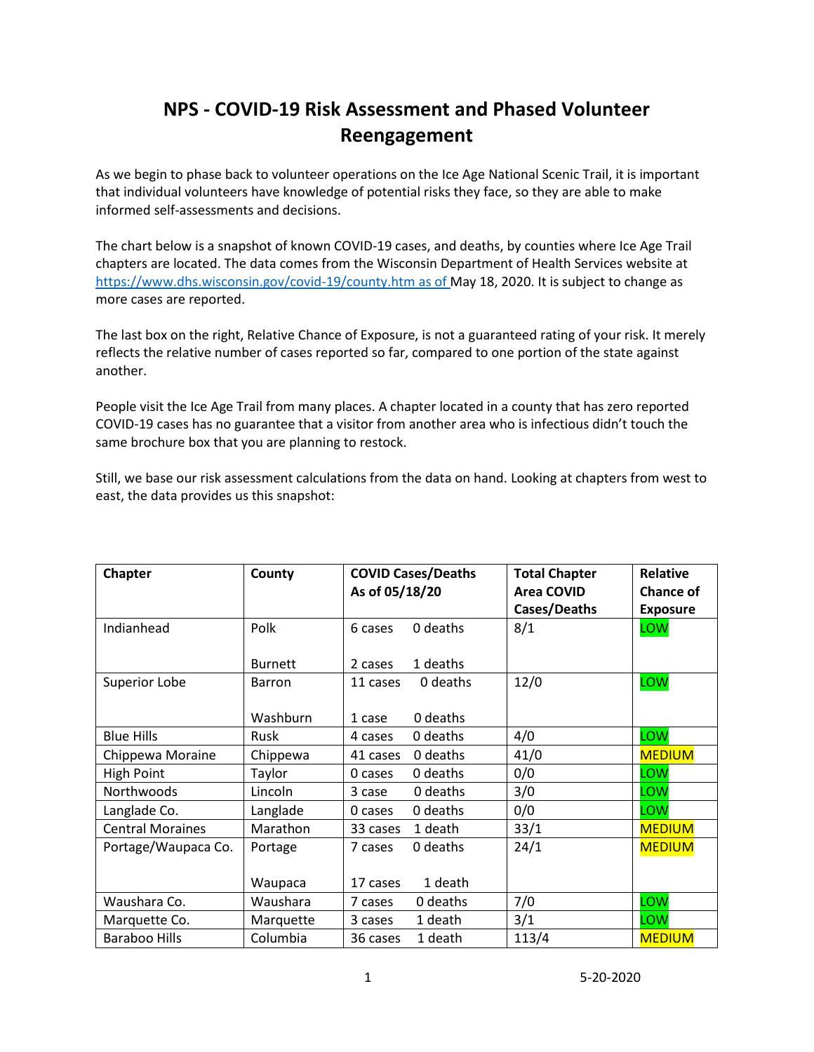# NPS - COVID-19 Risk Assessment and Phased Volunteer Reengagement

As we begin to phase back to volunteer operations on the Ice Age National Scenic Trail, it is important that individual volunteers have knowledge of potential risks they face, so they are able to make informed self-assessments and decisions.

The chart below is a snapshot of known COVID-19 cases, and deaths, by counties where Ice Age Trail chapters are located. The data comes from the Wisconsin Department of Health Services website at https://www.dhs.wisconsin.gov/covid-19/county.htm as of May 18, 2020. It is subject to change as more cases are reported.

The last box on the right, Relative Chance of Exposure, is not a guaranteed rating of your risk. It merely reflects the relative number of cases reported so far, compared to one portion of the state against another.

People visit the Ice Age Trail from many places. A chapter located in a county that has zero reported COVID-19 cases has no guarantee that a visitor from another area who is infectious didn't touch the same brochure box that you are planning to restock.

Still, we base our risk assessment calculations from the data on hand. Looking at chapters from west to east, the data provides us this snapshot:

| Chapter | County | COVID Cases/Deaths As of 05/18/20 | Total Chapter Area COVID Cases/Deaths | Relative Chance of Exposure |
|---|---|---|---|---|
| Indianhead | Polk<br>Burnett | 6 cases 0 deaths<br>2 cases 1 deaths | 8/1 | LOW |
| Superior Lobe | Barron<br>Washburn | 11 cases 0 deaths<br>1 case 0 deaths | 12/0 | LOW |
| Blue Hills | Rusk | 4 cases 0 deaths | 4/0 | LOW |
| Chippewa Moraine | Chippewa | 41 cases 0 deaths | 41/0 | MEDIUM |
| High Point | Taylor | 0 cases 0 deaths | 0/0 | LOW |
| Northwoods | Lincoln | 3 case 0 deaths | 3/0 | LOW |
| Langlade Co. | Langlade | 0 cases 0 deaths | 0/0 | LOW |
| Central Moraines | Marathon | 33 cases 1 death | 33/1 | MEDIUM |
| Portage/Waupaca Co. | Portage<br>Waupaca | 7 cases 0 deaths<br>17 cases 1 death | 24/1 | MEDIUM |
| Waushara Co. | Waushara | 7 cases 0 deaths | 7/0 | LOW |
| Marquette Co. | Marquette | 3 cases 1 death | 3/1 | LOW |
| Baraboo Hills | Columbia | 36 cases 1 death | 113/4 | MEDIUM |

5-20-2020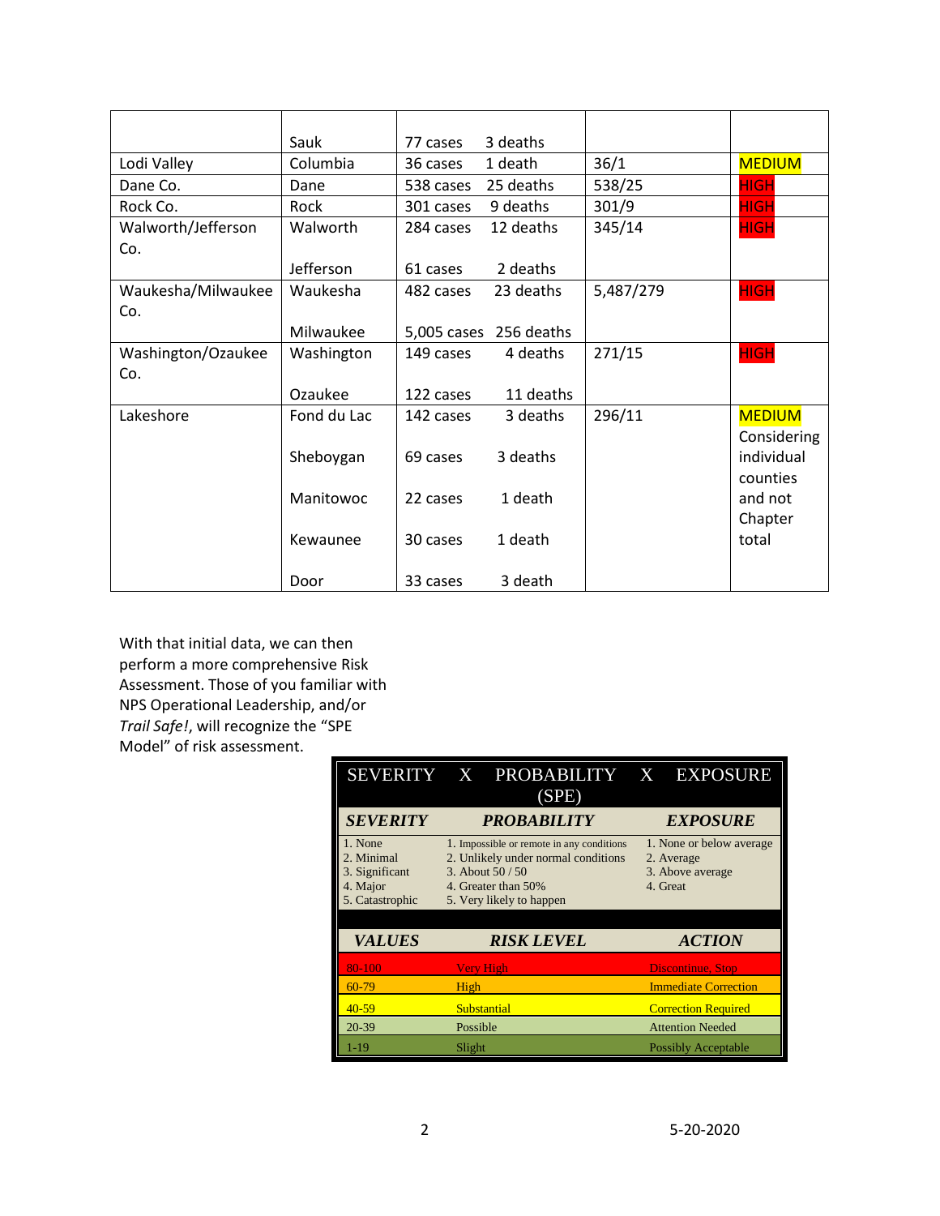| | | | | |
|---|---|---|---|---|
| | Sauk | 77 cases 3 deaths | | |
| Lodi Valley | Columbia | 36 cases 1 death | 36/1 | MEDIUM |
| Dane Co. | Dane | 538 cases 25 deaths | 538/25 | HIGH |
| Rock Co. | Rock | 301 cases 9 deaths | 301/9 | HIGH |
| Walworth/Jefferson Co. | Walworth<br>Jefferson | 284 cases 12 deaths<br>61 cases 2 deaths | 345/14 | HIGH |
| Waukesha/Milwaukee Co. | Waukesha<br>Milwaukee | 482 cases 23 deaths<br>5,005 cases 256 deaths | 5,487/279 | HIGH |
| Washington/Ozaukee Co. | Washington<br>Ozaukee | 149 cases 4 deaths<br>122 cases 11 deaths | 271/15 | HIGH |
| Lakeshore | Fond du Lac<br>Sheboygan<br>Manitowoc<br>Kewaunee<br>Door | 142 cases 3 deaths<br>69 cases 3 deaths<br>22 cases 1 death<br>30 cases 1 death<br>33 cases 3 death | 296/11 | MEDIUM Considering individual counties and not Chapter total |

With that initial data, we can then perform a more comprehensive Risk Assessment. Those of you familiar with NPS Operational Leadership, and/or *Trail Safe!*, will recognize the "SPE Model" of risk assessment.

**SEVERITY X PROBABILITY X EXPOSURE (SPE)**

| ***SEVERITY*** | ***PROBABILITY*** | ***EXPOSURE*** |
|---|---|---|
| 1. None<br>2. Minimal<br>3. Significant<br>4. Major<br>5. Catastrophic | 1. Impossible or remote in any conditions<br>2. Unlikely under normal conditions<br>3. About 50 / 50<br>4. Greater than 50%<br>5. Very likely to happen | 1. None or below average<br>2. Average<br>3. Above average<br>4. Great |

| ***VALUES*** | ***RISK LEVEL*** | ***ACTION*** |
|---|---|---|
| 80-100 | Very High | Discontinue, Stop |
| 60-79 | High | Immediate Correction |
| 40-59 | Substantial | Correction Required |
| 20-39 | Possible | Attention Needed |
| 1-19 | Slight | Possibly Acceptable |

5-20-2020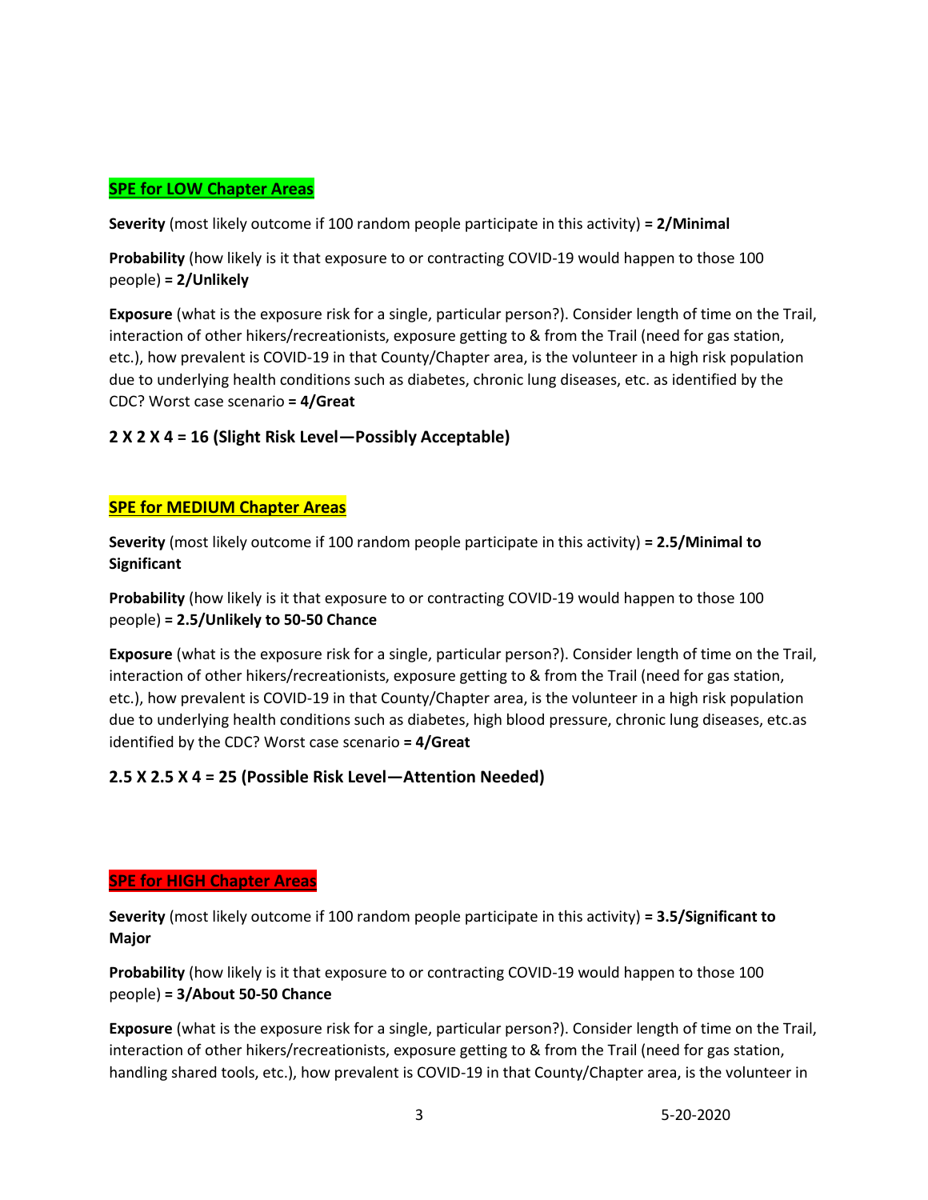## SPE for LOW Chapter Areas

**Severity** (most likely outcome if 100 random people participate in this activity) **= 2/Minimal**

**Probability** (how likely is it that exposure to or contracting COVID-19 would happen to those 100 people) **= 2/Unlikely**

**Exposure** (what is the exposure risk for a single, particular person?). Consider length of time on the Trail, interaction of other hikers/recreationists, exposure getting to & from the Trail (need for gas station, etc.), how prevalent is COVID-19 in that County/Chapter area, is the volunteer in a high risk population due to underlying health conditions such as diabetes, chronic lung diseases, etc. as identified by the CDC? Worst case scenario **= 4/Great**

### 2 X 2 X 4 = 16 (Slight Risk Level—Possibly Acceptable)

## SPE for MEDIUM Chapter Areas

**Severity** (most likely outcome if 100 random people participate in this activity) **= 2.5/Minimal to Significant**

**Probability** (how likely is it that exposure to or contracting COVID-19 would happen to those 100 people) **= 2.5/Unlikely to 50-50 Chance**

**Exposure** (what is the exposure risk for a single, particular person?). Consider length of time on the Trail, interaction of other hikers/recreationists, exposure getting to & from the Trail (need for gas station, etc.), how prevalent is COVID-19 in that County/Chapter area, is the volunteer in a high risk population due to underlying health conditions such as diabetes, high blood pressure, chronic lung diseases, etc.as identified by the CDC? Worst case scenario **= 4/Great**

### 2.5 X 2.5 X 4 = 25 (Possible Risk Level—Attention Needed)

## SPE for HIGH Chapter Areas

**Severity** (most likely outcome if 100 random people participate in this activity) **= 3.5/Significant to Major**

**Probability** (how likely is it that exposure to or contracting COVID-19 would happen to those 100 people) **= 3/About 50-50 Chance**

**Exposure** (what is the exposure risk for a single, particular person?). Consider length of time on the Trail, interaction of other hikers/recreationists, exposure getting to & from the Trail (need for gas station, handling shared tools, etc.), how prevalent is COVID-19 in that County/Chapter area, is the volunteer in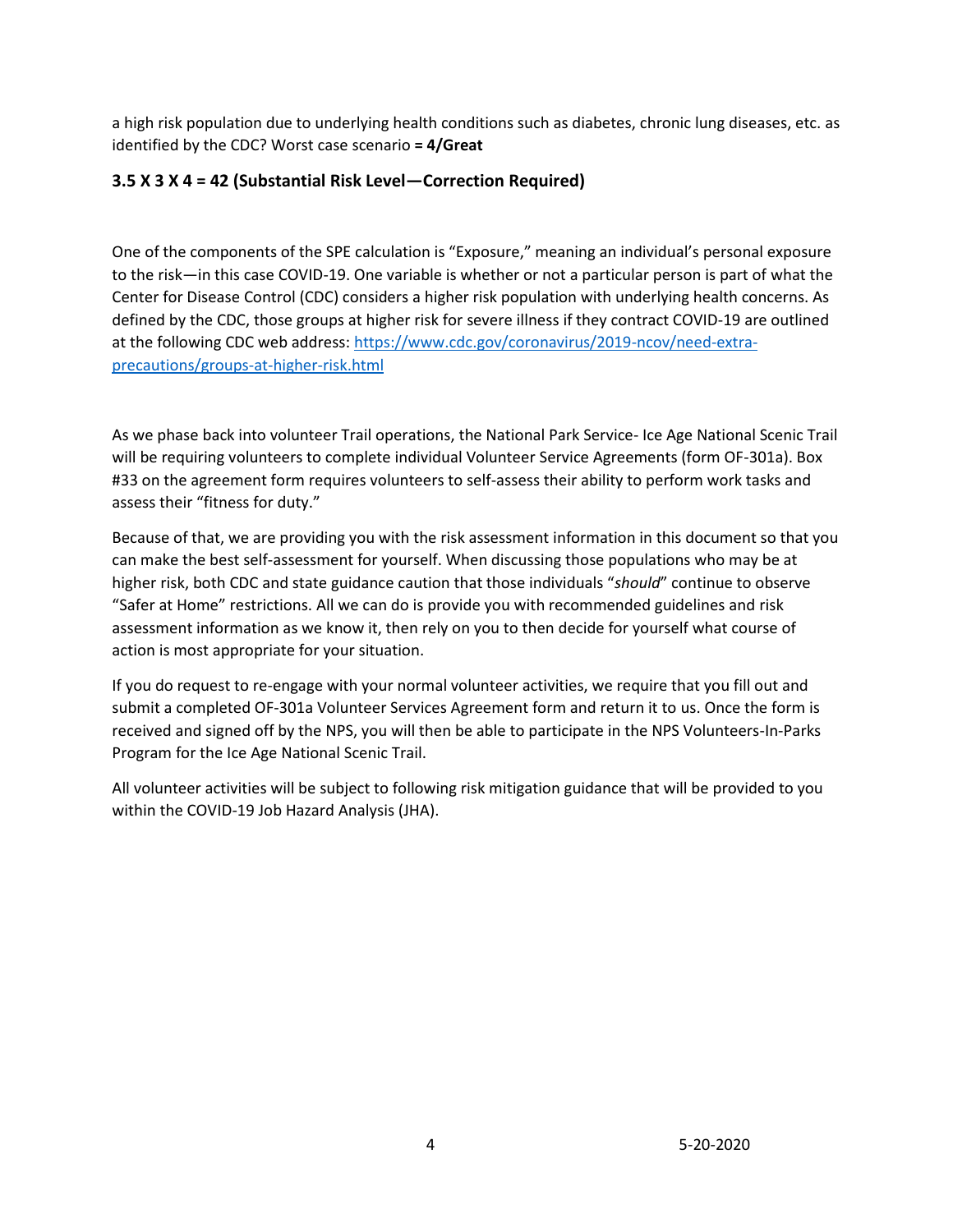a high risk population due to underlying health conditions such as diabetes, chronic lung diseases, etc. as identified by the CDC? Worst case scenario **= 4/Great**

### 3.5 X 3 X 4 = 42 (Substantial Risk Level—Correction Required)

One of the components of the SPE calculation is "Exposure," meaning an individual's personal exposure to the risk—in this case COVID-19. One variable is whether or not a particular person is part of what the Center for Disease Control (CDC) considers a higher risk population with underlying health concerns. As defined by the CDC, those groups at higher risk for severe illness if they contract COVID-19 are outlined at the following CDC web address: [https://www.cdc.gov/coronavirus/2019-ncov/need-extra-precautions/groups-at-higher-risk.html](https://www.cdc.gov/coronavirus/2019-ncov/need-extra-precautions/groups-at-higher-risk.html)

As we phase back into volunteer Trail operations, the National Park Service- Ice Age National Scenic Trail will be requiring volunteers to complete individual Volunteer Service Agreements (form OF-301a). Box #33 on the agreement form requires volunteers to self-assess their ability to perform work tasks and assess their "fitness for duty."

Because of that, we are providing you with the risk assessment information in this document so that you can make the best self-assessment for yourself. When discussing those populations who may be at higher risk, both CDC and state guidance caution that those individuals "*should*" continue to observe "Safer at Home" restrictions. All we can do is provide you with recommended guidelines and risk assessment information as we know it, then rely on you to then decide for yourself what course of action is most appropriate for your situation.

If you do request to re-engage with your normal volunteer activities, we require that you fill out and submit a completed OF-301a Volunteer Services Agreement form and return it to us. Once the form is received and signed off by the NPS, you will then be able to participate in the NPS Volunteers-In-Parks Program for the Ice Age National Scenic Trail.

All volunteer activities will be subject to following risk mitigation guidance that will be provided to you within the COVID-19 Job Hazard Analysis (JHA).